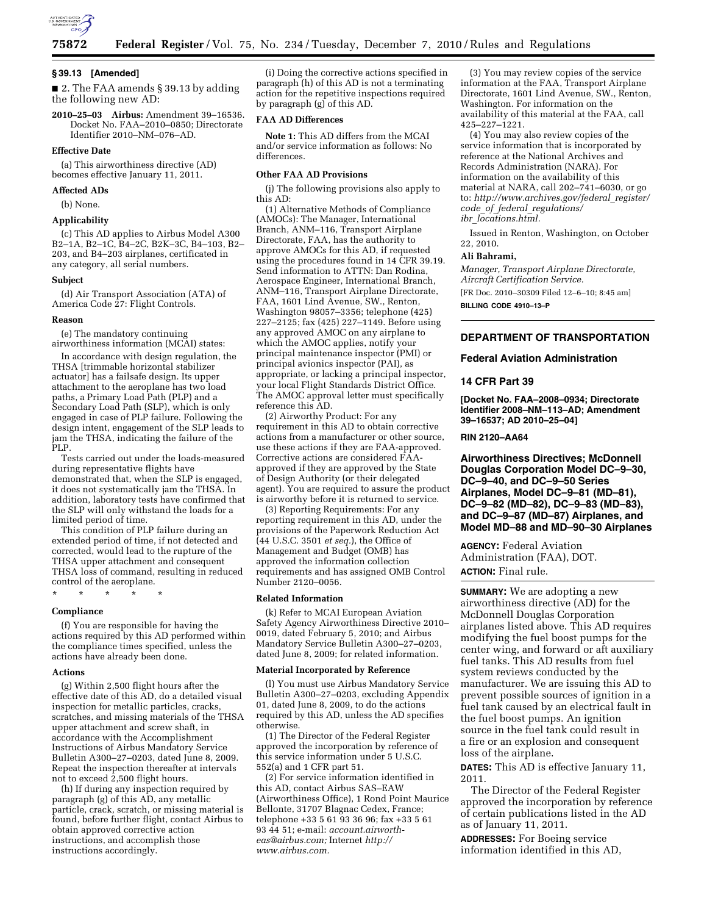## § 39.13 [Amended]

■ 2. The FAA amends § 39.13 by adding the following new AD:

**2010–25–03 Airbus:** Amendment 39–16536. Docket No. FAA–2010–0850; Directorate Identifier 2010–NM–076–AD.

### Effective Date

(a) This airworthiness directive (AD) becomes effective January 11, 2011.

### Affected ADs

(b) None.

### Applicability

(c) This AD applies to Airbus Model A300 B2–1A, B2–1C, B4–2C, B2K–3C, B4–103, B2–203, and B4–203 airplanes, certificated in any category, all serial numbers.

### Subject

(d) Air Transport Association (ATA) of America Code 27: Flight Controls.

### Reason

(e) The mandatory continuing airworthiness information (MCAI) states:

In accordance with design regulation, the THSA [trimmable horizontal stabilizer actuator] has a failsafe design. Its upper attachment to the aeroplane has two load paths, a Primary Load Path (PLP) and a Secondary Load Path (SLP), which is only engaged in case of PLP failure. Following the design intent, engagement of the SLP leads to jam the THSA, indicating the failure of the PLP.

Tests carried out under the loads-measured during representative flights have demonstrated that, when the SLP is engaged, it does not systematically jam the THSA. In addition, laboratory tests have confirmed that the SLP will only withstand the loads for a limited period of time.

This condition of PLP failure during an extended period of time, if not detected and corrected, would lead to the rupture of the THSA upper attachment and consequent THSA loss of command, resulting in reduced control of the aeroplane.

\* \* \* \* \*

### Compliance

(f) You are responsible for having the actions required by this AD performed within the compliance times specified, unless the actions have already been done.

### Actions

(g) Within 2,500 flight hours after the effective date of this AD, do a detailed visual inspection for metallic particles, cracks, scratches, and missing materials of the THSA upper attachment and screw shaft, in accordance with the Accomplishment Instructions of Airbus Mandatory Service Bulletin A300–27–0203, dated June 8, 2009. Repeat the inspection thereafter at intervals not to exceed 2,500 flight hours.

(h) If during any inspection required by paragraph (g) of this AD, any metallic particle, crack, scratch, or missing material is found, before further flight, contact Airbus to obtain approved corrective action instructions, and accomplish those instructions accordingly.

(i) Doing the corrective actions specified in paragraph (h) of this AD is not a terminating action for the repetitive inspections required by paragraph (g) of this AD.

### FAA AD Differences

**Note 1:** This AD differs from the MCAI and/or service information as follows: No differences.

### Other FAA AD Provisions

(j) The following provisions also apply to this AD:

(1) Alternative Methods of Compliance (AMOCs): The Manager, International Branch, ANM–116, Transport Airplane Directorate, FAA, has the authority to approve AMOCs for this AD, if requested using the procedures found in 14 CFR 39.19. Send information to ATTN: Dan Rodina, Aerospace Engineer, International Branch, ANM–116, Transport Airplane Directorate, FAA, 1601 Lind Avenue, SW., Renton, Washington 98057–3356; telephone (425) 227–2125; fax (425) 227–1149. Before using any approved AMOC on any airplane to which the AMOC applies, notify your principal maintenance inspector (PMI) or principal avionics inspector (PAI), as appropriate, or lacking a principal inspector, your local Flight Standards District Office. The AMOC approval letter must specifically reference this AD.

(2) Airworthy Product: For any requirement in this AD to obtain corrective actions from a manufacturer or other source, use these actions if they are FAA-approved. Corrective actions are considered FAA-approved if they are approved by the State of Design Authority (or their delegated agent). You are required to assure the product is airworthy before it is returned to service.

(3) Reporting Requirements: For any reporting requirement in this AD, under the provisions of the Paperwork Reduction Act (44 U.S.C. 3501 *et seq.*), the Office of Management and Budget (OMB) has approved the information collection requirements and has assigned OMB Control Number 2120–0056.

### Related Information

(k) Refer to MCAI European Aviation Safety Agency Airworthiness Directive 2010–0019, dated February 5, 2010; and Airbus Mandatory Service Bulletin A300–27–0203, dated June 8, 2009; for related information.

### Material Incorporated by Reference

(l) You must use Airbus Mandatory Service Bulletin A300–27–0203, excluding Appendix 01, dated June 8, 2009, to do the actions required by this AD, unless the AD specifies otherwise.

(1) The Director of the Federal Register approved the incorporation by reference of this service information under 5 U.S.C. 552(a) and 1 CFR part 51.

(2) For service information identified in this AD, contact Airbus SAS–EAW (Airworthiness Office), 1 Rond Point Maurice Bellonte, 31707 Blagnac Cedex, France; telephone +33 5 61 93 36 96; fax +33 5 61 93 44 51; e-mail: *account.airworth-eas@airbus.com;* Internet *http://www.airbus.com.*

(3) You may review copies of the service information at the FAA, Transport Airplane Directorate, 1601 Lind Avenue, SW., Renton, Washington. For information on the availability of this material at the FAA, call 425–227–1221.

(4) You may also review copies of the service information that is incorporated by reference at the National Archives and Records Administration (NARA). For information on the availability of this material at NARA, call 202–741–6030, or go to: *http://www.archives.gov/federal_register/code_of_federal_regulations/ibr_locations.html.*

Issued in Renton, Washington, on October 22, 2010.

**Ali Bahrami,**

*Manager, Transport Airplane Directorate, Aircraft Certification Service.*

[FR Doc. 2010–30309 Filed 12–6–10; 8:45 am]

**BILLING CODE 4910–13–P**

---

## DEPARTMENT OF TRANSPORTATION

## Federal Aviation Administration

## 14 CFR Part 39

**[Docket No. FAA–2008–0934; Directorate Identifier 2008–NM–113–AD; Amendment 39–16537; AD 2010–25–04]**

**RIN 2120–AA64**

## Airworthiness Directives; McDonnell Douglas Corporation Model DC–9–30, DC–9–40, and DC–9–50 Series Airplanes, Model DC–9–81 (MD–81), DC–9–82 (MD–82), DC–9–83 (MD–83), and DC–9–87 (MD–87) Airplanes, and Model MD–88 and MD–90–30 Airplanes

**AGENCY:** Federal Aviation Administration (FAA), DOT.

**ACTION:** Final rule.

**SUMMARY:** We are adopting a new airworthiness directive (AD) for the McDonnell Douglas Corporation airplanes listed above. This AD requires modifying the fuel boost pumps for the center wing, and forward or aft auxiliary fuel tanks. This AD results from fuel system reviews conducted by the manufacturer. We are issuing this AD to prevent possible sources of ignition in a fuel tank caused by an electrical fault in the fuel boost pumps. An ignition source in the fuel tank could result in a fire or an explosion and consequent loss of the airplane.

**DATES:** This AD is effective January 11, 2011.

The Director of the Federal Register approved the incorporation by reference of certain publications listed in the AD as of January 11, 2011.

**ADDRESSES:** For Boeing service information identified in this AD,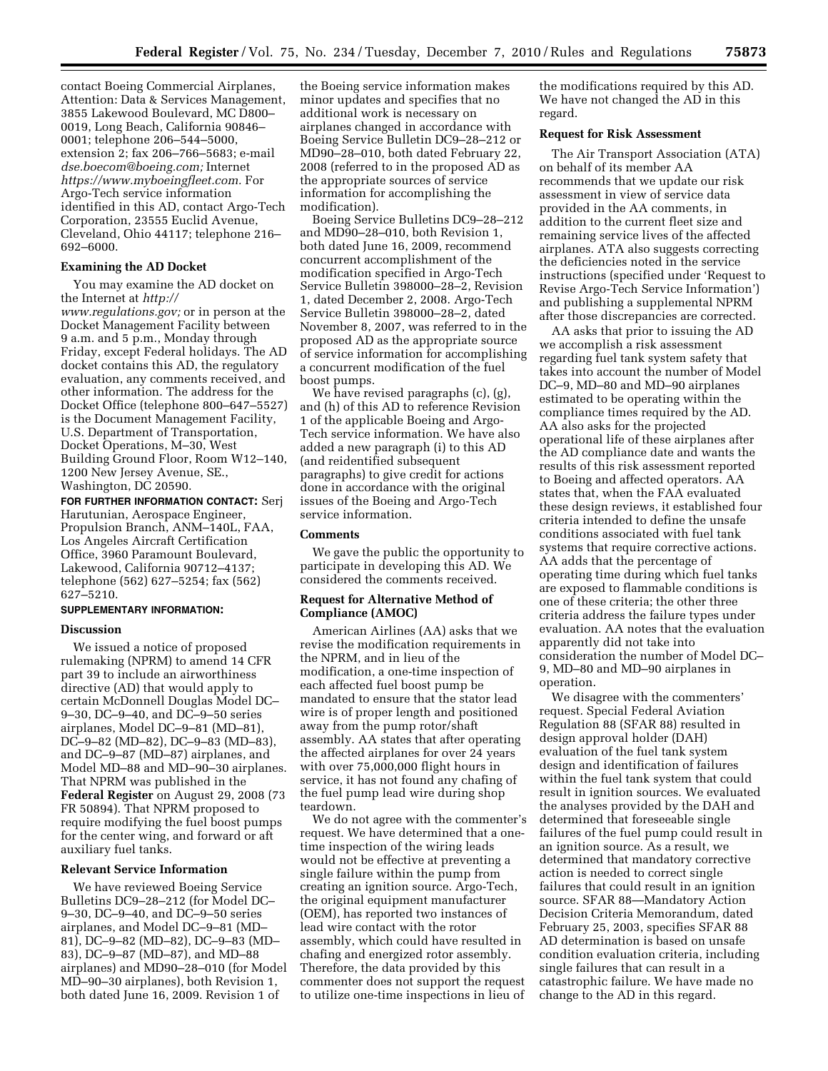contact Boeing Commercial Airplanes, Attention: Data & Services Management, 3855 Lakewood Boulevard, MC D800–0019, Long Beach, California 90846–0001; telephone 206–544–5000, extension 2; fax 206–766–5683; e-mail *dse.boecom@boeing.com;* Internet *https://www.myboeingfleet.com.* For Argo-Tech service information identified in this AD, contact Argo-Tech Corporation, 23555 Euclid Avenue, Cleveland, Ohio 44117; telephone 216–692–6000.

**Examining the AD Docket**

You may examine the AD docket on the Internet at *http://www.regulations.gov;* or in person at the Docket Management Facility between 9 a.m. and 5 p.m., Monday through Friday, except Federal holidays. The AD docket contains this AD, the regulatory evaluation, any comments received, and other information. The address for the Docket Office (telephone 800–647–5527) is the Document Management Facility, U.S. Department of Transportation, Docket Operations, M–30, West Building Ground Floor, Room W12–140, 1200 New Jersey Avenue, SE., Washington, DC 20590.

**FOR FURTHER INFORMATION CONTACT:** Serj Harutunian, Aerospace Engineer, Propulsion Branch, ANM–140L, FAA, Los Angeles Aircraft Certification Office, 3960 Paramount Boulevard, Lakewood, California 90712–4137; telephone (562) 627–5254; fax (562) 627–5210.

**SUPPLEMENTARY INFORMATION:**

**Discussion**

We issued a notice of proposed rulemaking (NPRM) to amend 14 CFR part 39 to include an airworthiness directive (AD) that would apply to certain McDonnell Douglas Model DC–9–30, DC–9–40, and DC–9–50 series airplanes, Model DC–9–81 (MD–81), DC–9–82 (MD–82), DC–9–83 (MD–83), and DC–9–87 (MD–87) airplanes, and Model MD–88 and MD–90–30 airplanes. That NPRM was published in the **Federal Register** on August 29, 2008 (73 FR 50894). That NPRM proposed to require modifying the fuel boost pumps for the center wing, and forward or aft auxiliary fuel tanks.

**Relevant Service Information**

We have reviewed Boeing Service Bulletins DC9–28–212 (for Model DC–9–30, DC–9–40, and DC–9–50 series airplanes, and Model DC–9–81 (MD–81), DC–9–82 (MD–82), DC–9–83 (MD–83), DC–9–87 (MD–87), and MD–88 airplanes) and MD90–28–010 (for Model MD–90–30 airplanes), both Revision 1, both dated June 16, 2009. Revision 1 of the Boeing service information makes minor updates and specifies that no additional work is necessary on airplanes changed in accordance with Boeing Service Bulletin DC9–28–212 or MD90–28–010, both dated February 22, 2008 (referred to in the proposed AD as the appropriate sources of service information for accomplishing the modification).

Boeing Service Bulletins DC9–28–212 and MD90–28–010, both Revision 1, both dated June 16, 2009, recommend concurrent accomplishment of the modification specified in Argo-Tech Service Bulletin 398000–28–2, Revision 1, dated December 2, 2008. Argo-Tech Service Bulletin 398000–28–2, dated November 8, 2007, was referred to in the proposed AD as the appropriate source of service information for accomplishing a concurrent modification of the fuel boost pumps.

We have revised paragraphs (c), (g), and (h) of this AD to reference Revision 1 of the applicable Boeing and Argo-Tech service information. We have also added a new paragraph (i) to this AD (and reidentified subsequent paragraphs) to give credit for actions done in accordance with the original issues of the Boeing and Argo-Tech service information.

**Comments**

We gave the public the opportunity to participate in developing this AD. We considered the comments received.

**Request for Alternative Method of Compliance (AMOC)**

American Airlines (AA) asks that we revise the modification requirements in the NPRM, and in lieu of the modification, a one-time inspection of each affected fuel boost pump be mandated to ensure that the stator lead wire is of proper length and positioned away from the pump rotor/shaft assembly. AA states that after operating the affected airplanes for over 24 years with over 75,000,000 flight hours in service, it has not found any chafing of the fuel pump lead wire during shop teardown.

We do not agree with the commenter's request. We have determined that a one-time inspection of the wiring leads would not be effective at preventing a single failure within the pump from creating an ignition source. Argo-Tech, the original equipment manufacturer (OEM), has reported two instances of lead wire contact with the rotor assembly, which could have resulted in chafing and energized rotor assembly. Therefore, the data provided by this commenter does not support the request to utilize one-time inspections in lieu of the modifications required by this AD. We have not changed the AD in this regard.

**Request for Risk Assessment**

The Air Transport Association (ATA) on behalf of its member AA recommends that we update our risk assessment in view of service data provided in the AA comments, in addition to the current fleet size and remaining service lives of the affected airplanes. ATA also suggests correcting the deficiencies noted in the service instructions (specified under 'Request to Revise Argo-Tech Service Information') and publishing a supplemental NPRM after those discrepancies are corrected.

AA asks that prior to issuing the AD we accomplish a risk assessment regarding fuel tank system safety that takes into account the number of Model DC–9, MD–80 and MD–90 airplanes estimated to be operating within the compliance times required by the AD. AA also asks for the projected operational life of these airplanes after the AD compliance date and wants the results of this risk assessment reported to Boeing and affected operators. AA states that, when the FAA evaluated these design reviews, it established four criteria intended to define the unsafe conditions associated with fuel tank systems that require corrective actions. AA adds that the percentage of operating time during which fuel tanks are exposed to flammable conditions is one of these criteria; the other three criteria address the failure types under evaluation. AA notes that the evaluation apparently did not take into consideration the number of Model DC–9, MD–80 and MD–90 airplanes in operation.

We disagree with the commenters' request. Special Federal Aviation Regulation 88 (SFAR 88) resulted in design approval holder (DAH) evaluation of the fuel tank system design and identification of failures within the fuel tank system that could result in ignition sources. We evaluated the analyses provided by the DAH and determined that foreseeable single failures of the fuel pump could result in an ignition source. As a result, we determined that mandatory corrective action is needed to correct single failures that could result in an ignition source. SFAR 88—Mandatory Action Decision Criteria Memorandum, dated February 25, 2003, specifies SFAR 88 AD determination is based on unsafe condition evaluation criteria, including single failures that can result in a catastrophic failure. We have made no change to the AD in this regard.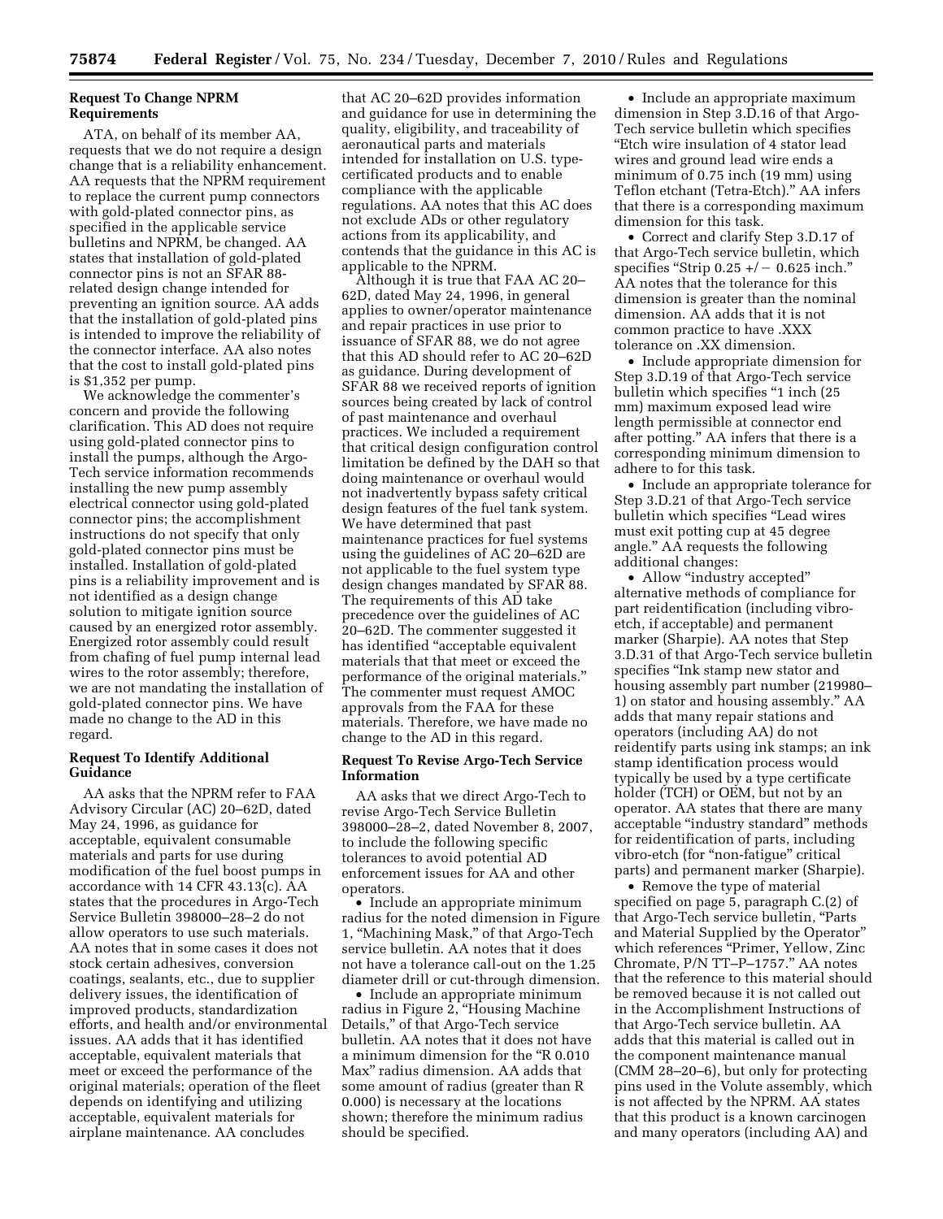### Request To Change NPRM Requirements

ATA, on behalf of its member AA, requests that we do not require a design change that is a reliability enhancement. AA requests that the NPRM requirement to replace the current pump connectors with gold-plated connector pins, as specified in the applicable service bulletins and NPRM, be changed. AA states that installation of gold-plated connector pins is not an SFAR 88-related design change intended for preventing an ignition source. AA adds that the installation of gold-plated pins is intended to improve the reliability of the connector interface. AA also notes that the cost to install gold-plated pins is $1,352 per pump.

We acknowledge the commenter's concern and provide the following clarification. This AD does not require using gold-plated connector pins to install the pumps, although the Argo-Tech service information recommends installing the new pump assembly electrical connector using gold-plated connector pins; the accomplishment instructions do not specify that only gold-plated connector pins must be installed. Installation of gold-plated pins is a reliability improvement and is not identified as a design change solution to mitigate ignition source caused by an energized rotor assembly. Energized rotor assembly could result from chafing of fuel pump internal lead wires to the rotor assembly; therefore, we are not mandating the installation of gold-plated connector pins. We have made no change to the AD in this regard.

### Request To Identify Additional Guidance

AA asks that the NPRM refer to FAA Advisory Circular (AC) 20–62D, dated May 24, 1996, as guidance for acceptable, equivalent consumable materials and parts for use during modification of the fuel boost pumps in accordance with 14 CFR 43.13(c). AA states that the procedures in Argo-Tech Service Bulletin 398000–28–2 do not allow operators to use such materials. AA notes that in some cases it does not stock certain adhesives, conversion coatings, sealants, etc., due to supplier delivery issues, the identification of improved products, standardization efforts, and health and/or environmental issues. AA adds that it has identified acceptable, equivalent materials that meet or exceed the performance of the original materials; operation of the fleet depends on identifying and utilizing acceptable, equivalent materials for airplane maintenance. AA concludes that AC 20–62D provides information and guidance for use in determining the quality, eligibility, and traceability of aeronautical parts and materials intended for installation on U.S. type-certificated products and to enable compliance with the applicable regulations. AA notes that this AC does not exclude ADs or other regulatory actions from its applicability, and contends that the guidance in this AC is applicable to the NPRM.

Although it is true that FAA AC 20–62D, dated May 24, 1996, in general applies to owner/operator maintenance and repair practices in use prior to issuance of SFAR 88, we do not agree that this AD should refer to AC 20–62D as guidance. During development of SFAR 88 we received reports of ignition sources being created by lack of control of past maintenance and overhaul practices. We included a requirement that critical design configuration control limitation be defined by the DAH so that doing maintenance or overhaul would not inadvertently bypass safety critical design features of the fuel tank system. We have determined that past maintenance practices for fuel systems using the guidelines of AC 20–62D are not applicable to the fuel system type design changes mandated by SFAR 88. The requirements of this AD take precedence over the guidelines of AC 20–62D. The commenter suggested it has identified "acceptable equivalent materials that meet or exceed the performance of the original materials." The commenter must request AMOC approvals from the FAA for these materials. Therefore, we have made no change to the AD in this regard.

### Request To Revise Argo-Tech Service Information

AA asks that we direct Argo-Tech to revise Argo-Tech Service Bulletin 398000–28–2, dated November 8, 2007, to include the following specific tolerances to avoid potential AD enforcement issues for AA and other operators.

- Include an appropriate minimum radius for the noted dimension in Figure 1, "Machining Mask," of that Argo-Tech service bulletin. AA notes that it does not have a tolerance call-out on the 1.25 diameter drill or cut-through dimension.
- Include an appropriate minimum radius in Figure 2, "Housing Machine Details," of that Argo-Tech service bulletin. AA notes that it does not have a minimum dimension for the "R 0.010 Max" radius dimension. AA adds that some amount of radius (greater than R 0.000) is necessary at the locations shown; therefore the minimum radius should be specified.
- Include an appropriate maximum dimension in Step 3.D.16 of that Argo-Tech service bulletin which specifies "Etch wire insulation of 4 stator lead wires and ground lead wire ends a minimum of 0.75 inch (19 mm) using Teflon etchant (Tetra-Etch)." AA infers that there is a corresponding maximum dimension for this task.
- Correct and clarify Step 3.D.17 of that Argo-Tech service bulletin, which specifies "Strip 0.25 +/− 0.625 inch." AA notes that the tolerance for this dimension is greater than the nominal dimension. AA adds that it is not common practice to have .XXX tolerance on .XX dimension.
- Include appropriate dimension for Step 3.D.19 of that Argo-Tech service bulletin which specifies "1 inch (25 mm) maximum exposed lead wire length permissible at connector end after potting." AA infers that there is a corresponding minimum dimension to adhere to for this task.
- Include an appropriate tolerance for Step 3.D.21 of that Argo-Tech service bulletin which specifies "Lead wires must exit potting cup at 45 degree angle." AA requests the following additional changes:
- Allow "industry accepted" alternative methods of compliance for part reidentification (including vibro-etch, if acceptable) and permanent marker (Sharpie). AA notes that Step 3.D.31 of that Argo-Tech service bulletin specifies "Ink stamp new stator and housing assembly part number (219980–1) on stator and housing assembly." AA adds that many repair stations and operators (including AA) do not reidentify parts using ink stamps; an ink stamp identification process would typically be used by a type certificate holder (TCH) or OEM, but not by an operator. AA states that there are many acceptable "industry standard" methods for reidentification of parts, including vibro-etch (for "non-fatigue" critical parts) and permanent marker (Sharpie).
- Remove the type of material specified on page 5, paragraph C.(2) of that Argo-Tech service bulletin, "Parts and Material Supplied by the Operator" which references "Primer, Yellow, Zinc Chromate, P/N TT–P–1757." AA notes that the reference to this material should be removed because it is not called out in the Accomplishment Instructions of that Argo-Tech service bulletin. AA adds that this material is called out in the component maintenance manual (CMM 28–20–6), but only for protecting pins used in the Volute assembly, which is not affected by the NPRM. AA states that this product is a known carcinogen and many operators (including AA) and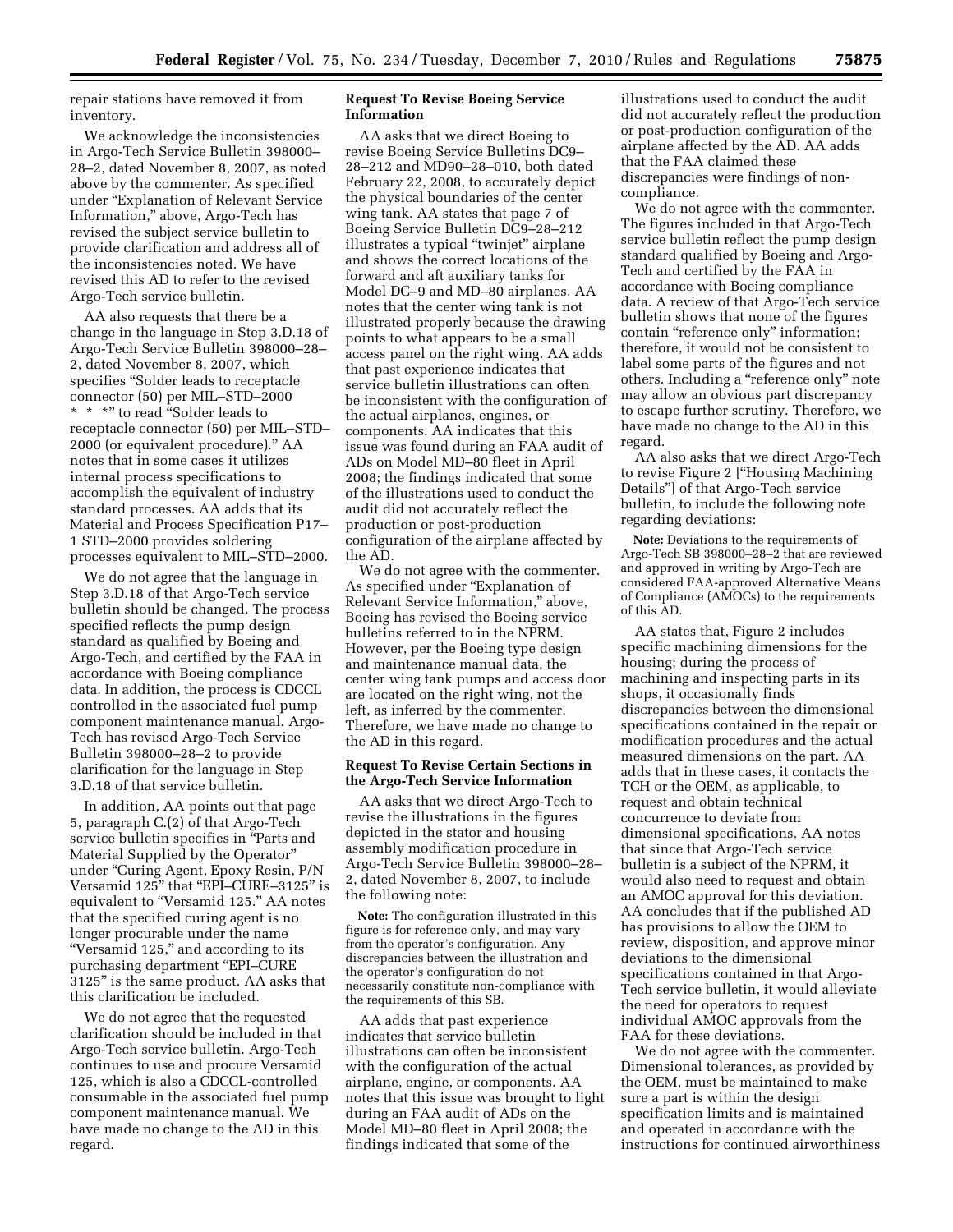repair stations have removed it from inventory.

We acknowledge the inconsistencies in Argo-Tech Service Bulletin 398000–28–2, dated November 8, 2007, as noted above by the commenter. As specified under "Explanation of Relevant Service Information," above, Argo-Tech has revised the subject service bulletin to provide clarification and address all of the inconsistencies noted. We have revised this AD to refer to the revised Argo-Tech service bulletin.

AA also requests that there be a change in the language in Step 3.D.18 of Argo-Tech Service Bulletin 398000–28–2, dated November 8, 2007, which specifies "Solder leads to receptacle connector (50) per MIL–STD–2000 * * *" to read "Solder leads to receptacle connector (50) per MIL–STD–2000 (or equivalent procedure)." AA notes that in some cases it utilizes internal process specifications to accomplish the equivalent of industry standard processes. AA adds that its Material and Process Specification P17–1 STD–2000 provides soldering processes equivalent to MIL–STD–2000.

We do not agree that the language in Step 3.D.18 of that Argo-Tech service bulletin should be changed. The process specified reflects the pump design standard as qualified by Boeing and Argo-Tech, and certified by the FAA in accordance with Boeing compliance data. In addition, the process is CDCCL controlled in the associated fuel pump component maintenance manual. Argo-Tech has revised Argo-Tech Service Bulletin 398000–28–2 to provide clarification for the language in Step 3.D.18 of that service bulletin.

In addition, AA points out that page 5, paragraph C.(2) of that Argo-Tech service bulletin specifies in "Parts and Material Supplied by the Operator" under "Curing Agent, Epoxy Resin, P/N Versamid 125" that "EPI–CURE–3125" is equivalent to "Versamid 125." AA notes that the specified curing agent is no longer procurable under the name "Versamid 125," and according to its purchasing department "EPI–CURE 3125" is the same product. AA asks that this clarification be included.

We do not agree that the requested clarification should be included in that Argo-Tech service bulletin. Argo-Tech continues to use and procure Versamid 125, which is also a CDCCL-controlled consumable in the associated fuel pump component maintenance manual. We have made no change to the AD in this regard.

**Request To Revise Boeing Service Information**

AA asks that we direct Boeing to revise Boeing Service Bulletins DC9–28–212 and MD90–28–010, both dated February 22, 2008, to accurately depict the physical boundaries of the center wing tank. AA states that page 7 of Boeing Service Bulletin DC9–28–212 illustrates a typical "twinjet" airplane and shows the correct locations of the forward and aft auxiliary tanks for Model DC–9 and MD–80 airplanes. AA notes that the center wing tank is not illustrated properly because the drawing points to what appears to be a small access panel on the right wing. AA adds that past experience indicates that service bulletin illustrations can often be inconsistent with the configuration of the actual airplanes, engines, or components. AA indicates that this issue was found during an FAA audit of ADs on Model MD–80 fleet in April 2008; the findings indicated that some of the illustrations used to conduct the audit did not accurately reflect the production or post-production configuration of the airplane affected by the AD.

We do not agree with the commenter. As specified under "Explanation of Relevant Service Information," above, Boeing has revised the Boeing service bulletins referred to in the NPRM. However, per the Boeing type design and maintenance manual data, the center wing tank pumps and access door are located on the right wing, not the left, as inferred by the commenter. Therefore, we have made no change to the AD in this regard.

**Request To Revise Certain Sections in the Argo-Tech Service Information**

AA asks that we direct Argo-Tech to revise the illustrations in the figures depicted in the stator and housing assembly modification procedure in Argo-Tech Service Bulletin 398000–28–2, dated November 8, 2007, to include the following note:

**Note:** The configuration illustrated in this figure is for reference only, and may vary from the operator's configuration. Any discrepancies between the illustration and the operator's configuration do not necessarily constitute non-compliance with the requirements of this SB.

AA adds that past experience indicates that service bulletin illustrations can often be inconsistent with the configuration of the actual airplane, engine, or components. AA notes that this issue was brought to light during an FAA audit of ADs on the Model MD–80 fleet in April 2008; the findings indicated that some of the illustrations used to conduct the audit did not accurately reflect the production or post-production configuration of the airplane affected by the AD. AA adds that the FAA claimed these discrepancies were findings of non-compliance.

We do not agree with the commenter. The figures included in that Argo-Tech service bulletin reflect the pump design standard qualified by Boeing and Argo-Tech and certified by the FAA in accordance with Boeing compliance data. A review of that Argo-Tech service bulletin shows that none of the figures contain "reference only" information; therefore, it would not be consistent to label some parts of the figures and not others. Including a "reference only" note may allow an obvious part discrepancy to escape further scrutiny. Therefore, we have made no change to the AD in this regard.

AA also asks that we direct Argo-Tech to revise Figure 2 ["Housing Machining Details"] of that Argo-Tech service bulletin, to include the following note regarding deviations:

**Note:** Deviations to the requirements of Argo-Tech SB 398000–28–2 that are reviewed and approved in writing by Argo-Tech are considered FAA-approved Alternative Means of Compliance (AMOCs) to the requirements of this AD.

AA states that, Figure 2 includes specific machining dimensions for the housing; during the process of machining and inspecting parts in its shops, it occasionally finds discrepancies between the dimensional specifications contained in the repair or modification procedures and the actual measured dimensions on the part. AA adds that in these cases, it contacts the TCH or the OEM, as applicable, to request and obtain technical concurrence to deviate from dimensional specifications. AA notes that since that Argo-Tech service bulletin is a subject of the NPRM, it would also need to request and obtain an AMOC approval for this deviation. AA concludes that if the published AD has provisions to allow the OEM to review, disposition, and approve minor deviations to the dimensional specifications contained in that Argo-Tech service bulletin, it would alleviate the need for operators to request individual AMOC approvals from the FAA for these deviations.

We do not agree with the commenter. Dimensional tolerances, as provided by the OEM, must be maintained to make sure a part is within the design specification limits and is maintained and operated in accordance with the instructions for continued airworthiness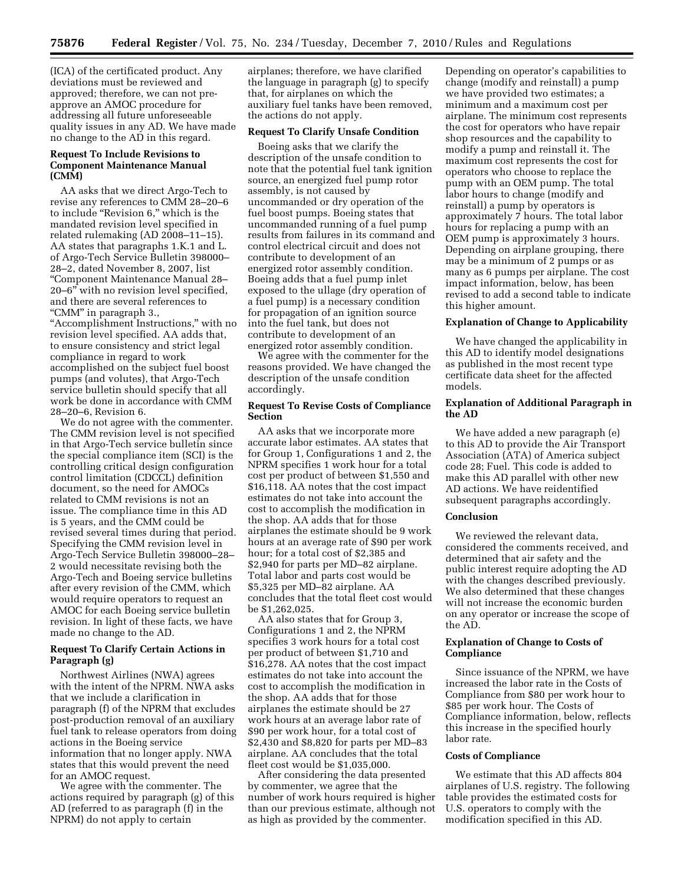(ICA) of the certificated product. Any deviations must be reviewed and approved; therefore, we can not pre-approve an AMOC procedure for addressing all future unforeseeable quality issues in any AD. We have made no change to the AD in this regard.

### Request To Include Revisions to Component Maintenance Manual (CMM)

AA asks that we direct Argo-Tech to revise any references to CMM 28–20–6 to include "Revision 6," which is the mandated revision level specified in related rulemaking (AD 2008–11–15). AA states that paragraphs 1.K.1 and L. of Argo-Tech Service Bulletin 398000–28–2, dated November 8, 2007, list "Component Maintenance Manual 28–20–6" with no revision level specified, and there are several references to "CMM" in paragraph 3., "Accomplishment Instructions," with no revision level specified. AA adds that, to ensure consistency and strict legal compliance in regard to work accomplished on the subject fuel boost pumps (and volutes), that Argo-Tech service bulletin should specify that all work be done in accordance with CMM 28–20–6, Revision 6.

We do not agree with the commenter. The CMM revision level is not specified in that Argo-Tech service bulletin since the special compliance item (SCI) is the controlling critical design configuration control limitation (CDCCL) definition document, so the need for AMOCs related to CMM revisions is not an issue. The compliance time in this AD is 5 years, and the CMM could be revised several times during that period. Specifying the CMM revision level in Argo-Tech Service Bulletin 398000–28–2 would necessitate revising both the Argo-Tech and Boeing service bulletins after every revision of the CMM, which would require operators to request an AMOC for each Boeing service bulletin revision. In light of these facts, we have made no change to the AD.

### Request To Clarify Certain Actions in Paragraph (g)

Northwest Airlines (NWA) agrees with the intent of the NPRM. NWA asks that we include a clarification in paragraph (f) of the NPRM that excludes post-production removal of an auxiliary fuel tank to release operators from doing actions in the Boeing service information that no longer apply. NWA states that this would prevent the need for an AMOC request.

We agree with the commenter. The actions required by paragraph (g) of this AD (referred to as paragraph (f) in the NPRM) do not apply to certain airplanes; therefore, we have clarified the language in paragraph (g) to specify that, for airplanes on which the auxiliary fuel tanks have been removed, the actions do not apply.

### Request To Clarify Unsafe Condition

Boeing asks that we clarify the description of the unsafe condition to note that the potential fuel tank ignition source, an energized fuel pump rotor assembly, is not caused by uncommanded or dry operation of the fuel boost pumps. Boeing states that uncommanded running of a fuel pump results from failures in its command and control electrical circuit and does not contribute to development of an energized rotor assembly condition. Boeing adds that a fuel pump inlet exposed to the ullage (dry operation of a fuel pump) is a necessary condition for propagation of an ignition source into the fuel tank, but does not contribute to development of an energized rotor assembly condition.

We agree with the commenter for the reasons provided. We have changed the description of the unsafe condition accordingly.

### Request To Revise Costs of Compliance Section

AA asks that we incorporate more accurate labor estimates. AA states that for Group 1, Configurations 1 and 2, the NPRM specifies 1 work hour for a total cost per product of between $1,550 and $16,118. AA notes that the cost impact estimates do not take into account the cost to accomplish the modification in the shop. AA adds that for those airplanes the estimate should be 9 work hours at an average rate of $90 per work hour; for a total cost of $2,385 and $2,940 for parts per MD–82 airplane. Total labor and parts cost would be $5,325 per MD–82 airplane. AA concludes that the total fleet cost would be $1,262,025.

AA also states that for Group 3, Configurations 1 and 2, the NPRM specifies 3 work hours for a total cost per product of between $1,710 and $16,278. AA notes that the cost impact estimates do not take into account the cost to accomplish the modification in the shop. AA adds that for those airplanes the estimate should be 27 work hours at an average labor rate of $90 per work hour, for a total cost of $2,430 and $8,820 for parts per MD–83 airplane. AA concludes that the total fleet cost would be $1,035,000.

After considering the data presented by commenter, we agree that the number of work hours required is higher than our previous estimate, although not as high as provided by the commenter. Depending on operator's capabilities to change (modify and reinstall) a pump we have provided two estimates; a minimum and a maximum cost per airplane. The minimum cost represents the cost for operators who have repair shop resources and the capability to modify a pump and reinstall it. The maximum cost represents the cost for operators who choose to replace the pump with an OEM pump. The total labor hours to change (modify and reinstall) a pump by operators is approximately 7 hours. The total labor hours for replacing a pump with an OEM pump is approximately 3 hours. Depending on airplane grouping, there may be a minimum of 2 pumps or as many as 6 pumps per airplane. The cost impact information, below, has been revised to add a second table to indicate this higher amount.

### Explanation of Change to Applicability

We have changed the applicability in this AD to identify model designations as published in the most recent type certificate data sheet for the affected models.

### Explanation of Additional Paragraph in the AD

We have added a new paragraph (e) to this AD to provide the Air Transport Association (ATA) of America subject code 28; Fuel. This code is added to make this AD parallel with other new AD actions. We have reidentified subsequent paragraphs accordingly.

### Conclusion

We reviewed the relevant data, considered the comments received, and determined that air safety and the public interest require adopting the AD with the changes described previously. We also determined that these changes will not increase the economic burden on any operator or increase the scope of the AD.

### Explanation of Change to Costs of Compliance

Since issuance of the NPRM, we have increased the labor rate in the Costs of Compliance from $80 per work hour to $85 per work hour. The Costs of Compliance information, below, reflects this increase in the specified hourly labor rate.

### Costs of Compliance

We estimate that this AD affects 804 airplanes of U.S. registry. The following table provides the estimated costs for U.S. operators to comply with the modification specified in this AD.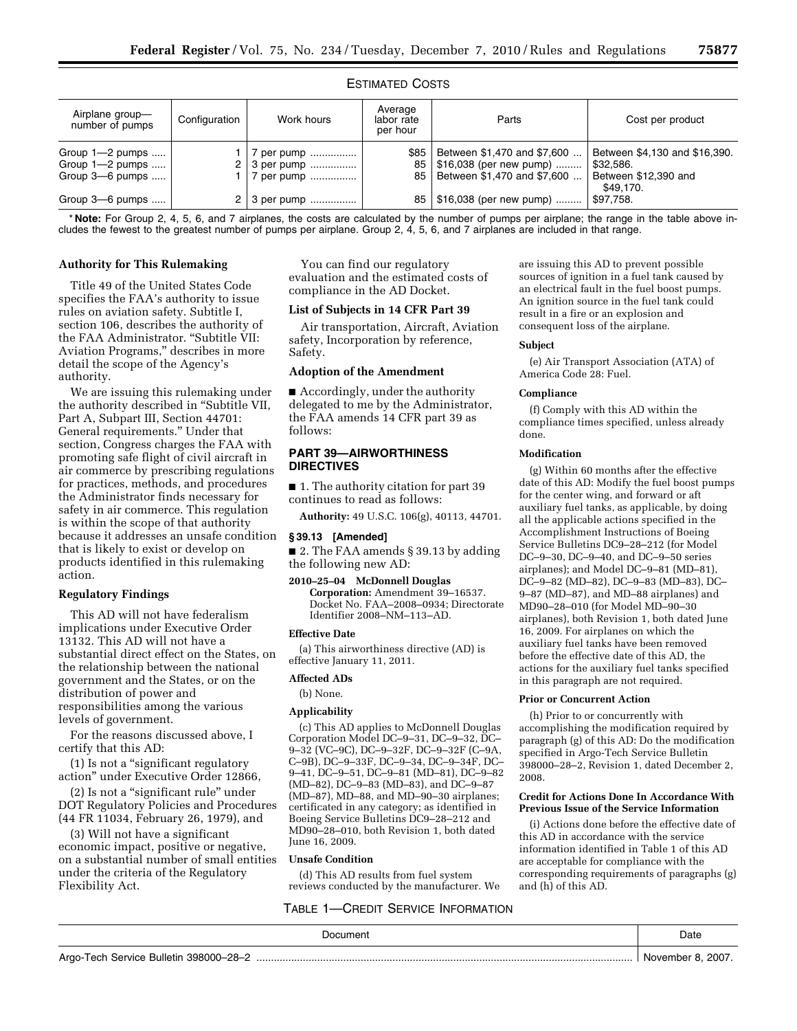ESTIMATED COSTS

| Airplane group—number of pumps | Configuration | Work hours | Average labor rate per hour | Parts | Cost per product |
|---|---|---|---|---|---|
| Group 1—2 pumps | 1 | 7 per pump | $85 | Between $1,470 and $7,600 | Between $4,130 and $16,390. |
| Group 1—2 pumps | 2 | 3 per pump | 85 | $16,038 (per new pump) | $32,586. |
| Group 3—6 pumps | 1 | 7 per pump | 85 | Between $1,470 and $7,600 | Between $12,390 and $49,170. |
| Group 3—6 pumps | 2 | 3 per pump | 85 | $16,038 (per new pump) | $97,758. |

* **Note:** For Group 2, 4, 5, 6, and 7 airplanes, the costs are calculated by the number of pumps per airplane; the range in the table above includes the fewest to the greatest number of pumps per airplane. Group 2, 4, 5, 6, and 7 airplanes are included in that range.

**Authority for This Rulemaking**

Title 49 of the United States Code specifies the FAA's authority to issue rules on aviation safety. Subtitle I, section 106, describes the authority of the FAA Administrator. "Subtitle VII: Aviation Programs," describes in more detail the scope of the Agency's authority.

We are issuing this rulemaking under the authority described in "Subtitle VII, Part A, Subpart III, Section 44701: General requirements." Under that section, Congress charges the FAA with promoting safe flight of civil aircraft in air commerce by prescribing regulations for practices, methods, and procedures the Administrator finds necessary for safety in air commerce. This regulation is within the scope of that authority because it addresses an unsafe condition that is likely to exist or develop on products identified in this rulemaking action.

**Regulatory Findings**

This AD will not have federalism implications under Executive Order 13132. This AD will not have a substantial direct effect on the States, on the relationship between the national government and the States, or on the distribution of power and responsibilities among the various levels of government.

For the reasons discussed above, I certify that this AD:

(1) Is not a "significant regulatory action" under Executive Order 12866,

(2) Is not a "significant rule" under DOT Regulatory Policies and Procedures (44 FR 11034, February 26, 1979), and

(3) Will not have a significant economic impact, positive or negative, on a substantial number of small entities under the criteria of the Regulatory Flexibility Act.

You can find our regulatory evaluation and the estimated costs of compliance in the AD Docket.

**List of Subjects in 14 CFR Part 39**

Air transportation, Aircraft, Aviation safety, Incorporation by reference, Safety.

**Adoption of the Amendment**

■ Accordingly, under the authority delegated to me by the Administrator, the FAA amends 14 CFR part 39 as follows:

## PART 39—AIRWORTHINESS DIRECTIVES

■ 1. The authority citation for part 39 continues to read as follows:

**Authority:** 49 U.S.C. 106(g), 40113, 44701.

**§ 39.13 [Amended]**

■ 2. The FAA amends § 39.13 by adding the following new AD:

**2010–25–04 McDonnell Douglas Corporation:** Amendment 39–16537. Docket No. FAA–2008–0934; Directorate Identifier 2008–NM–113–AD.

**Effective Date**

(a) This airworthiness directive (AD) is effective January 11, 2011.

**Affected ADs**

(b) None.

**Applicability**

(c) This AD applies to McDonnell Douglas Corporation Model DC–9–31, DC–9–32, DC–9–32 (VC–9C), DC–9–32F, DC–9–32F (C–9A, C–9B), DC–9–33F, DC–9–34, DC–9–34F, DC–9–41, DC–9–51, DC–9–81 (MD–81), DC–9–82 (MD–82), DC–9–83 (MD–83), and DC–9–87 (MD–87), MD–88, and MD–90–30 airplanes; certificated in any category; as identified in Boeing Service Bulletins DC9–28–212 and MD90–28–010, both Revision 1, both dated June 16, 2009.

**Unsafe Condition**

(d) This AD results from fuel system reviews conducted by the manufacturer. We are issuing this AD to prevent possible sources of ignition in a fuel tank caused by an electrical fault in the fuel boost pumps. An ignition source in the fuel tank could result in a fire or an explosion and consequent loss of the airplane.

**Subject**

(e) Air Transport Association (ATA) of America Code 28: Fuel.

**Compliance**

(f) Comply with this AD within the compliance times specified, unless already done.

**Modification**

(g) Within 60 months after the effective date of this AD: Modify the fuel boost pumps for the center wing, and forward or aft auxiliary fuel tanks, as applicable, by doing all the applicable actions specified in the Accomplishment Instructions of Boeing Service Bulletins DC9–28–212 (for Model DC–9–30, DC–9–40, and DC–9–50 series airplanes); and Model DC–9–81 (MD–81), DC–9–82 (MD–82), DC–9–83 (MD–83), DC–9–87 (MD–87), and MD–88 airplanes) and MD90–28–010 (for Model MD–90–30 airplanes), both Revision 1, both dated June 16, 2009. For airplanes on which the auxiliary fuel tanks have been removed before the effective date of this AD, the actions for the auxiliary fuel tanks specified in this paragraph are not required.

**Prior or Concurrent Action**

(h) Prior to or concurrently with accomplishing the modification required by paragraph (g) of this AD: Do the modification specified in Argo-Tech Service Bulletin 398000–28–2, Revision 1, dated December 2, 2008.

**Credit for Actions Done In Accordance With Previous Issue of the Service Information**

(i) Actions done before the effective date of this AD in accordance with the service information identified in Table 1 of this AD are acceptable for compliance with the corresponding requirements of paragraphs (g) and (h) of this AD.

TABLE 1—CREDIT SERVICE INFORMATION

| Document | Date |
|---|---|
| Argo-Tech Service Bulletin 398000–28–2 | November 8, 2007. |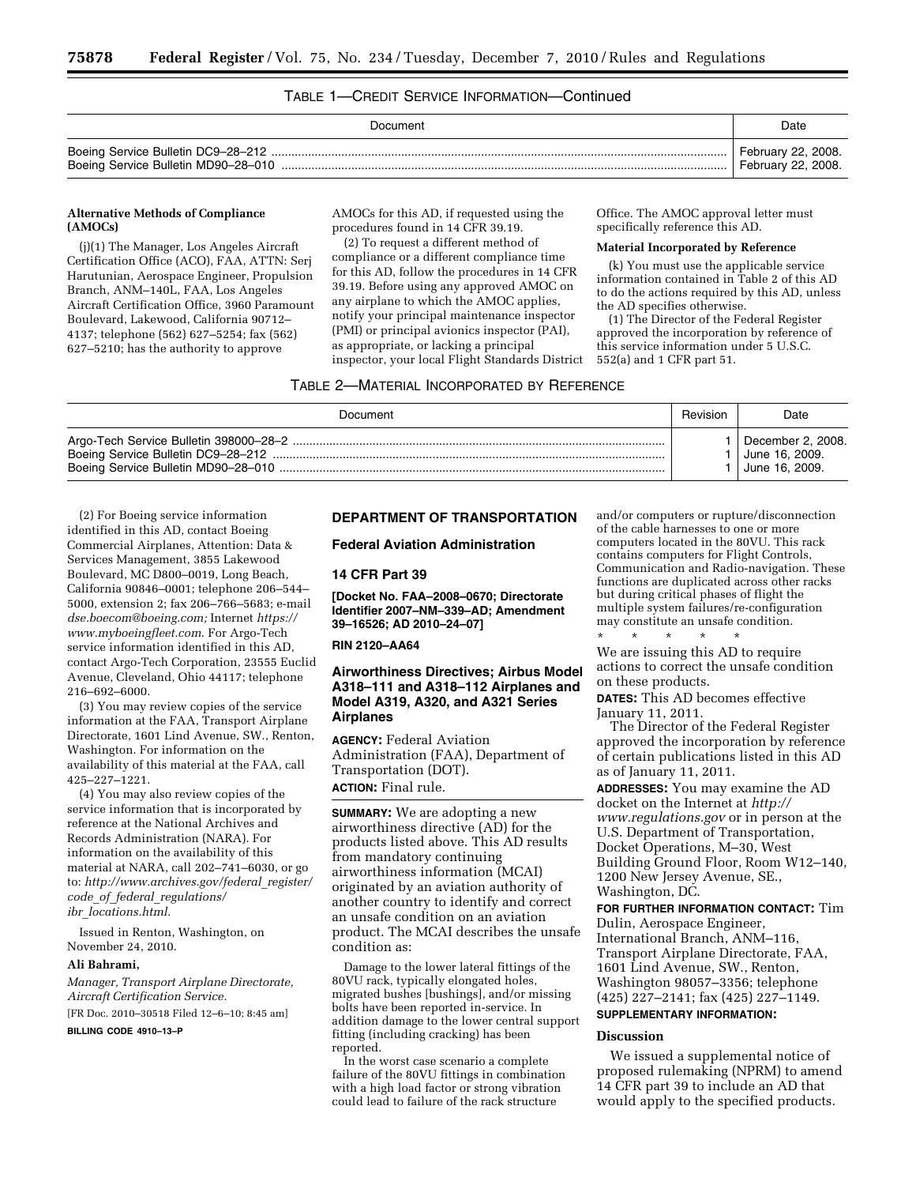TABLE 1—CREDIT SERVICE INFORMATION—Continued

| Document | Date |
| --- | --- |
| Boeing Service Bulletin DC9–28–212 | February 22, 2008. |
| Boeing Service Bulletin MD90–28–010 | February 22, 2008. |

**Alternative Methods of Compliance (AMOCs)**

(j)(1) The Manager, Los Angeles Aircraft Certification Office (ACO), FAA, ATTN: Serj Harutunian, Aerospace Engineer, Propulsion Branch, ANM–140L, FAA, Los Angeles Aircraft Certification Office, 3960 Paramount Boulevard, Lakewood, California 90712–4137; telephone (562) 627–5254; fax (562) 627–5210; has the authority to approve AMOCs for this AD, if requested using the procedures found in 14 CFR 39.19.

(2) To request a different method of compliance or a different compliance time for this AD, follow the procedures in 14 CFR 39.19. Before using any approved AMOC on any airplane to which the AMOC applies, notify your principal maintenance inspector (PMI) or principal avionics inspector (PAI), as appropriate, or lacking a principal inspector, your local Flight Standards District Office. The AMOC approval letter must specifically reference this AD.

**Material Incorporated by Reference**

(k) You must use the applicable service information contained in Table 2 of this AD to do the actions required by this AD, unless the AD specifies otherwise.

(1) The Director of the Federal Register approved the incorporation by reference of this service information under 5 U.S.C. 552(a) and 1 CFR part 51.

TABLE 2—MATERIAL INCORPORATED BY REFERENCE

| Document | Revision | Date |
| --- | --- | --- |
| Argo-Tech Service Bulletin 398000–28–2 | 1 | December 2, 2008. |
| Boeing Service Bulletin DC9–28–212 | 1 | June 16, 2009. |
| Boeing Service Bulletin MD90–28–010 | 1 | June 16, 2009. |

(2) For Boeing service information identified in this AD, contact Boeing Commercial Airplanes, Attention: Data & Services Management, 3855 Lakewood Boulevard, MC D800–0019, Long Beach, California 90846–0001; telephone 206–544–5000, extension 2; fax 206–766–5683; e-mail *dse.boecom@boeing.com;* Internet *https://www.myboeingfleet.com*. For Argo-Tech service information identified in this AD, contact Argo-Tech Corporation, 23555 Euclid Avenue, Cleveland, Ohio 44117; telephone 216–692–6000.

(3) You may review copies of the service information at the FAA, Transport Airplane Directorate, 1601 Lind Avenue, SW., Renton, Washington. For information on the availability of this material at the FAA, call 425–227–1221.

(4) You may also review copies of the service information that is incorporated by reference at the National Archives and Records Administration (NARA). For information on the availability of this material at NARA, call 202–741–6030, or go to: *http://www.archives.gov/federal_register/code_of_federal_regulations/ibr_locations.html.*

Issued in Renton, Washington, on November 24, 2010.

**Ali Bahrami,**

*Manager, Transport Airplane Directorate, Aircraft Certification Service.*

[FR Doc. 2010–30518 Filed 12–6–10; 8:45 am]

**BILLING CODE 4910–13–P**

## DEPARTMENT OF TRANSPORTATION

## Federal Aviation Administration

## 14 CFR Part 39

**[Docket No. FAA–2008–0670; Directorate Identifier 2007–NM–339–AD; Amendment 39–16526; AD 2010–24–07]**

**RIN 2120–AA64**

## Airworthiness Directives; Airbus Model A318–111 and A318–112 Airplanes and Model A319, A320, and A321 Series Airplanes

**AGENCY:** Federal Aviation Administration (FAA), Department of Transportation (DOT).

**ACTION:** Final rule.

**SUMMARY:** We are adopting a new airworthiness directive (AD) for the products listed above. This AD results from mandatory continuing airworthiness information (MCAI) originated by an aviation authority of another country to identify and correct an unsafe condition on an aviation product. The MCAI describes the unsafe condition as:

Damage to the lower lateral fittings of the 80VU rack, typically elongated holes, migrated bushes [bushings], and/or missing bolts have been reported in-service. In addition damage to the lower central support fitting (including cracking) has been reported.

In the worst case scenario a complete failure of the 80VU fittings in combination with a high load factor or strong vibration could lead to failure of the rack structure and/or computers or rupture/disconnection of the cable harnesses to one or more computers located in the 80VU. This rack contains computers for Flight Controls, Communication and Radio-navigation. These functions are duplicated across other racks but during critical phases of flight the multiple system failures/re-configuration may constitute an unsafe condition.

\* \* \* \* \*

We are issuing this AD to require actions to correct the unsafe condition on these products.

**DATES:** This AD becomes effective January 11, 2011.

The Director of the Federal Register approved the incorporation by reference of certain publications listed in this AD as of January 11, 2011.

**ADDRESSES:** You may examine the AD docket on the Internet at *http://www.regulations.gov* or in person at the U.S. Department of Transportation, Docket Operations, M–30, West Building Ground Floor, Room W12–140, 1200 New Jersey Avenue, SE., Washington, DC.

**FOR FURTHER INFORMATION CONTACT:** Tim Dulin, Aerospace Engineer, International Branch, ANM–116, Transport Airplane Directorate, FAA, 1601 Lind Avenue, SW., Renton, Washington 98057–3356; telephone (425) 227–2141; fax (425) 227–1149.

**SUPPLEMENTARY INFORMATION:**

**Discussion**

We issued a supplemental notice of proposed rulemaking (NPRM) to amend 14 CFR part 39 to include an AD that would apply to the specified products.